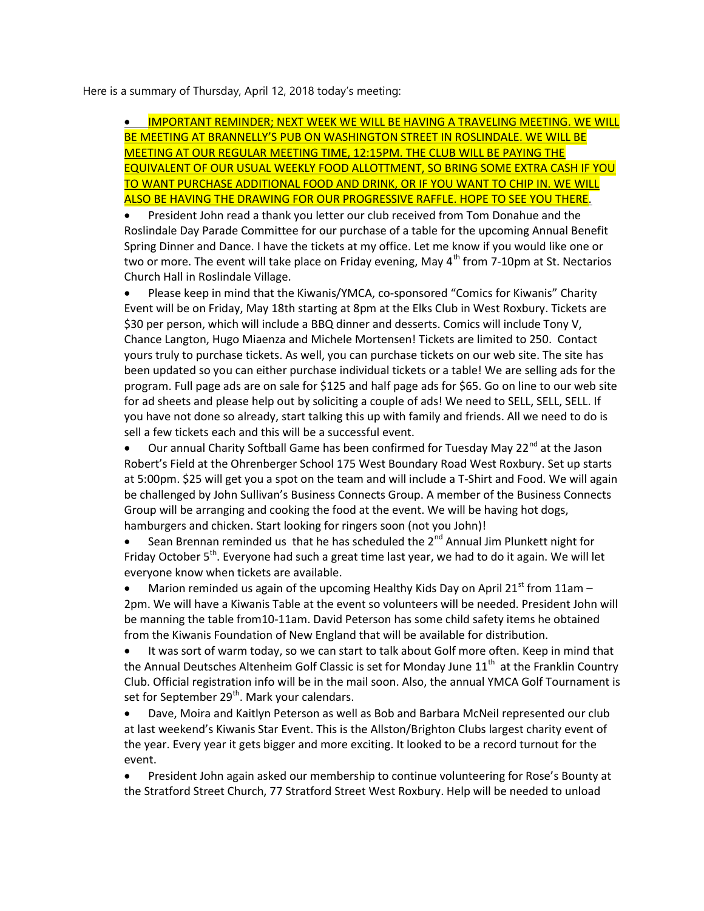Here is a summary of Thursday, April 12, 2018 today's meeting:

- IMPORTANT REMINDER; NEXT WEEK WE WILL BE HAVING A TRAVELING MEETING. WE WILL BE MEETING AT BRANNELLY'S PUB ON WASHINGTON STREET IN ROSLINDALE. WE WILL BE MEETING AT OUR REGULAR MEETING TIME, 12:15PM. THE CLUB WILL BE PAYING THE EQUIVALENT OF OUR USUAL WEEKLY FOOD ALLOTTMENT, SO BRING SOME EXTRA CASH IF YOU TO WANT PURCHASE ADDITIONAL FOOD AND DRINK, OR IF YOU WANT TO CHIP IN. WE WILL ALSO BE HAVING THE DRAWING FOR OUR PROGRESSIVE RAFFLE. HOPE TO SEE YOU THERE.
- President John read a thank you letter our club received from Tom Donahue and the Roslindale Day Parade Committee for our purchase of a table for the upcoming Annual Benefit Spring Dinner and Dance. I have the tickets at my office. Let me know if you would like one or two or more. The event will take place on Friday evening, May 4th from 7-10pm at St. Nectarios Church Hall in Roslindale Village.
- Please keep in mind that the Kiwanis/YMCA, co-sponsored "Comics for Kiwanis" Charity Event will be on Friday, May 18th starting at 8pm at the Elks Club in West Roxbury. Tickets are $30 per person, which will include a BBQ dinner and desserts. Comics will include Tony V, Chance Langton, Hugo Miaenza and Michele Mortensen! Tickets are limited to 250. Contact yours truly to purchase tickets. As well, you can purchase tickets on our web site. The site has been updated so you can either purchase individual tickets or a table! We are selling ads for the program. Full page ads are on sale for $125 and half page ads for $65. Go on line to our web site for ad sheets and please help out by soliciting a couple of ads! We need to SELL, SELL, SELL. If you have not done so already, start talking this up with family and friends. All we need to do is sell a few tickets each and this will be a successful event.
- Our annual Charity Softball Game has been confirmed for Tuesday May 22nd at the Jason Robert's Field at the Ohrenberger School 175 West Boundary Road West Roxbury. Set up starts at 5:00pm. $25 will get you a spot on the team and will include a T-Shirt and Food. We will again be challenged by John Sullivan's Business Connects Group. A member of the Business Connects Group will be arranging and cooking the food at the event. We will be having hot dogs, hamburgers and chicken. Start looking for ringers soon (not you John)!
- Sean Brennan reminded us that he has scheduled the 2nd Annual Jim Plunkett night for Friday October 5th. Everyone had such a great time last year, we had to do it again. We will let everyone know when tickets are available.
- Marion reminded us again of the upcoming Healthy Kids Day on April 21st from 11am – 2pm. We will have a Kiwanis Table at the event so volunteers will be needed. President John will be manning the table from10-11am. David Peterson has some child safety items he obtained from the Kiwanis Foundation of New England that will be available for distribution.
- It was sort of warm today, so we can start to talk about Golf more often. Keep in mind that the Annual Deutsches Altenheim Golf Classic is set for Monday June 11th at the Franklin Country Club. Official registration info will be in the mail soon. Also, the annual YMCA Golf Tournament is set for September 29th. Mark your calendars.
- Dave, Moira and Kaitlyn Peterson as well as Bob and Barbara McNeil represented our club at last weekend's Kiwanis Star Event. This is the Allston/Brighton Clubs largest charity event of the year. Every year it gets bigger and more exciting. It looked to be a record turnout for the event.
- President John again asked our membership to continue volunteering for Rose's Bounty at the Stratford Street Church, 77 Stratford Street West Roxbury. Help will be needed to unload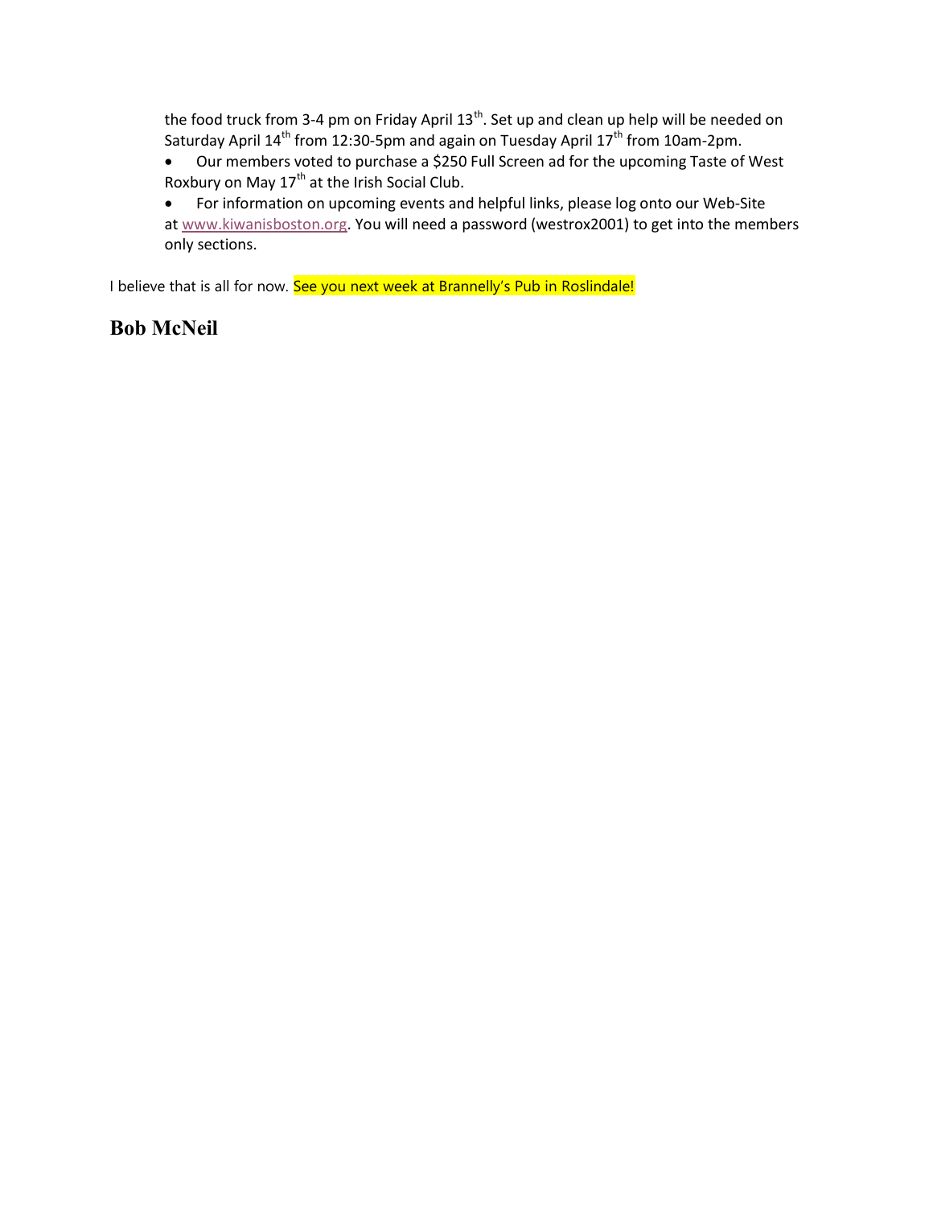the food truck from 3-4 pm on Friday April 13th. Set up and clean up help will be needed on Saturday April 14th from 12:30-5pm and again on Tuesday April 17th from 10am-2pm.

- Our members voted to purchase a $250 Full Screen ad for the upcoming Taste of West Roxbury on May 17th at the Irish Social Club.
- For information on upcoming events and helpful links, please log onto our Web-Site at www.kiwanisboston.org. You will need a password (westrox2001) to get into the members only sections.

I believe that is all for now. See you next week at Brannelly's Pub in Roslindale!

**Bob McNeil**